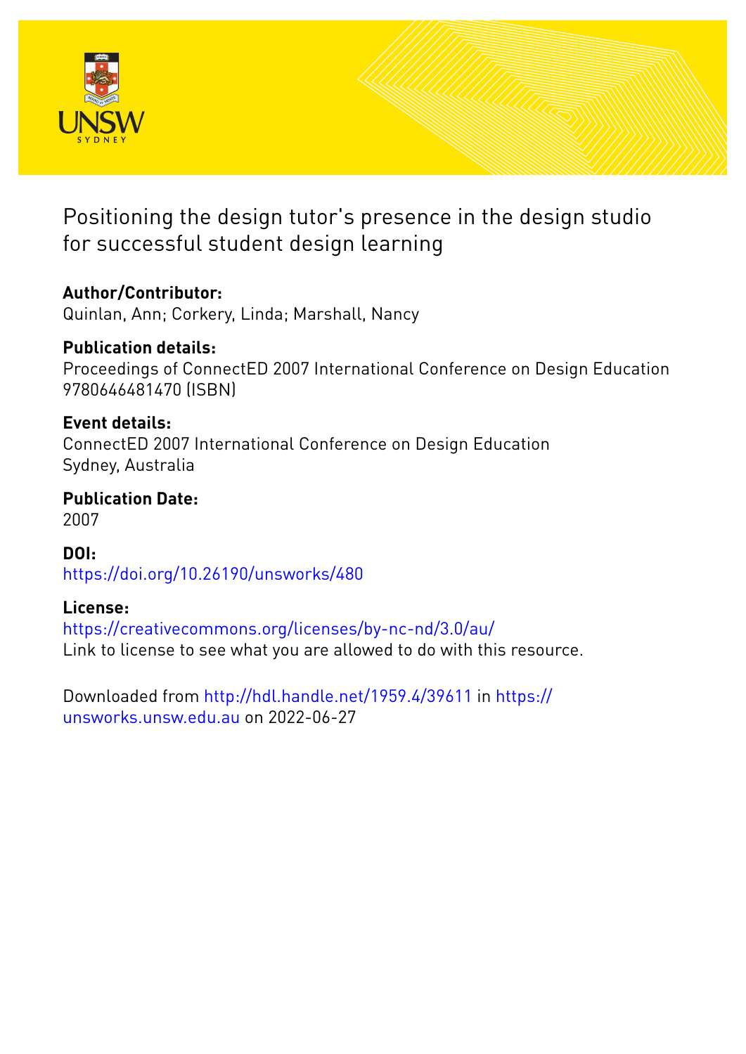# Positioning the design tutor's presence in the design studio for successful student design learning

**Author/Contributor:**
Quinlan, Ann; Corkery, Linda; Marshall, Nancy

**Publication details:**
Proceedings of ConnectED 2007 International Conference on Design Education
9780646481470 (ISBN)

**Event details:**
ConnectED 2007 International Conference on Design Education
Sydney, Australia

**Publication Date:**
2007

**DOI:**
https://doi.org/10.26190/unsworks/480

**License:**
https://creativecommons.org/licenses/by-nc-nd/3.0/au/
Link to license to see what you are allowed to do with this resource.

Downloaded from http://hdl.handle.net/1959.4/39611 in https://unsworks.unsw.edu.au on 2022-06-27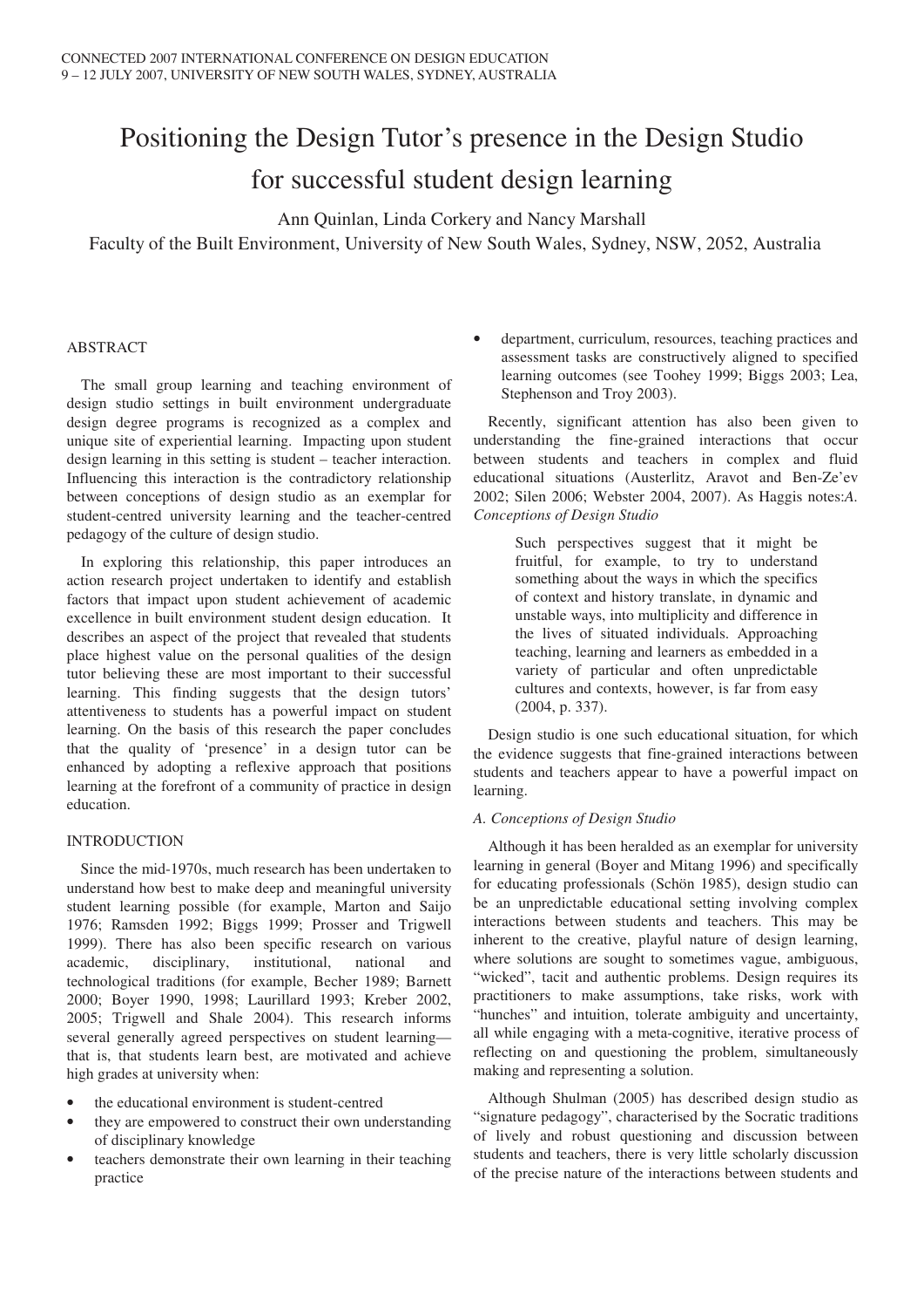# Positioning the Design Tutor's presence in the Design Studio for successful student design learning

Ann Quinlan, Linda Corkery and Nancy Marshall

Faculty of the Built Environment, University of New South Wales, Sydney, NSW, 2052, Australia

## ABSTRACT

The small group learning and teaching environment of design studio settings in built environment undergraduate design degree programs is recognized as a complex and unique site of experiential learning. Impacting upon student design learning in this setting is student – teacher interaction. Influencing this interaction is the contradictory relationship between conceptions of design studio as an exemplar for student-centred university learning and the teacher-centred pedagogy of the culture of design studio.

In exploring this relationship, this paper introduces an action research project undertaken to identify and establish factors that impact upon student achievement of academic excellence in built environment student design education. It describes an aspect of the project that revealed that students place highest value on the personal qualities of the design tutor believing these are most important to their successful learning. This finding suggests that the design tutors' attentiveness to students has a powerful impact on student learning. On the basis of this research the paper concludes that the quality of 'presence' in a design tutor can be enhanced by adopting a reflexive approach that positions learning at the forefront of a community of practice in design education.

## INTRODUCTION

Since the mid-1970s, much research has been undertaken to understand how best to make deep and meaningful university student learning possible (for example, Marton and Saijo 1976; Ramsden 1992; Biggs 1999; Prosser and Trigwell 1999). There has also been specific research on various academic, disciplinary, institutional, national and technological traditions (for example, Becher 1989; Barnett 2000; Boyer 1990, 1998; Laurillard 1993; Kreber 2002, 2005; Trigwell and Shale 2004). This research informs several generally agreed perspectives on student learning—that is, that students learn best, are motivated and achieve high grades at university when:

- the educational environment is student-centred
- they are empowered to construct their own understanding of disciplinary knowledge
- teachers demonstrate their own learning in their teaching practice
- department, curriculum, resources, teaching practices and assessment tasks are constructively aligned to specified learning outcomes (see Toohey 1999; Biggs 2003; Lea, Stephenson and Troy 2003).

Recently, significant attention has also been given to understanding the fine-grained interactions that occur between students and teachers in complex and fluid educational situations (Austerlitz, Aravot and Ben-Ze'ev 2002; Silen 2006; Webster 2004, 2007). As Haggis notes:*A. Conceptions of Design Studio*

> Such perspectives suggest that it might be fruitful, for example, to try to understand something about the ways in which the specifics of context and history translate, in dynamic and unstable ways, into multiplicity and difference in the lives of situated individuals. Approaching teaching, learning and learners as embedded in a variety of particular and often unpredictable cultures and contexts, however, is far from easy (2004, p. 337).

Design studio is one such educational situation, for which the evidence suggests that fine-grained interactions between students and teachers appear to have a powerful impact on learning.

### *A. Conceptions of Design Studio*

Although it has been heralded as an exemplar for university learning in general (Boyer and Mitang 1996) and specifically for educating professionals (Schön 1985), design studio can be an unpredictable educational setting involving complex interactions between students and teachers. This may be inherent to the creative, playful nature of design learning, where solutions are sought to sometimes vague, ambiguous, "wicked", tacit and authentic problems. Design requires its practitioners to make assumptions, take risks, work with "hunches" and intuition, tolerate ambiguity and uncertainty, all while engaging with a meta-cognitive, iterative process of reflecting on and questioning the problem, simultaneously making and representing a solution.

Although Shulman (2005) has described design studio as "signature pedagogy", characterised by the Socratic traditions of lively and robust questioning and discussion between students and teachers, there is very little scholarly discussion of the precise nature of the interactions between students and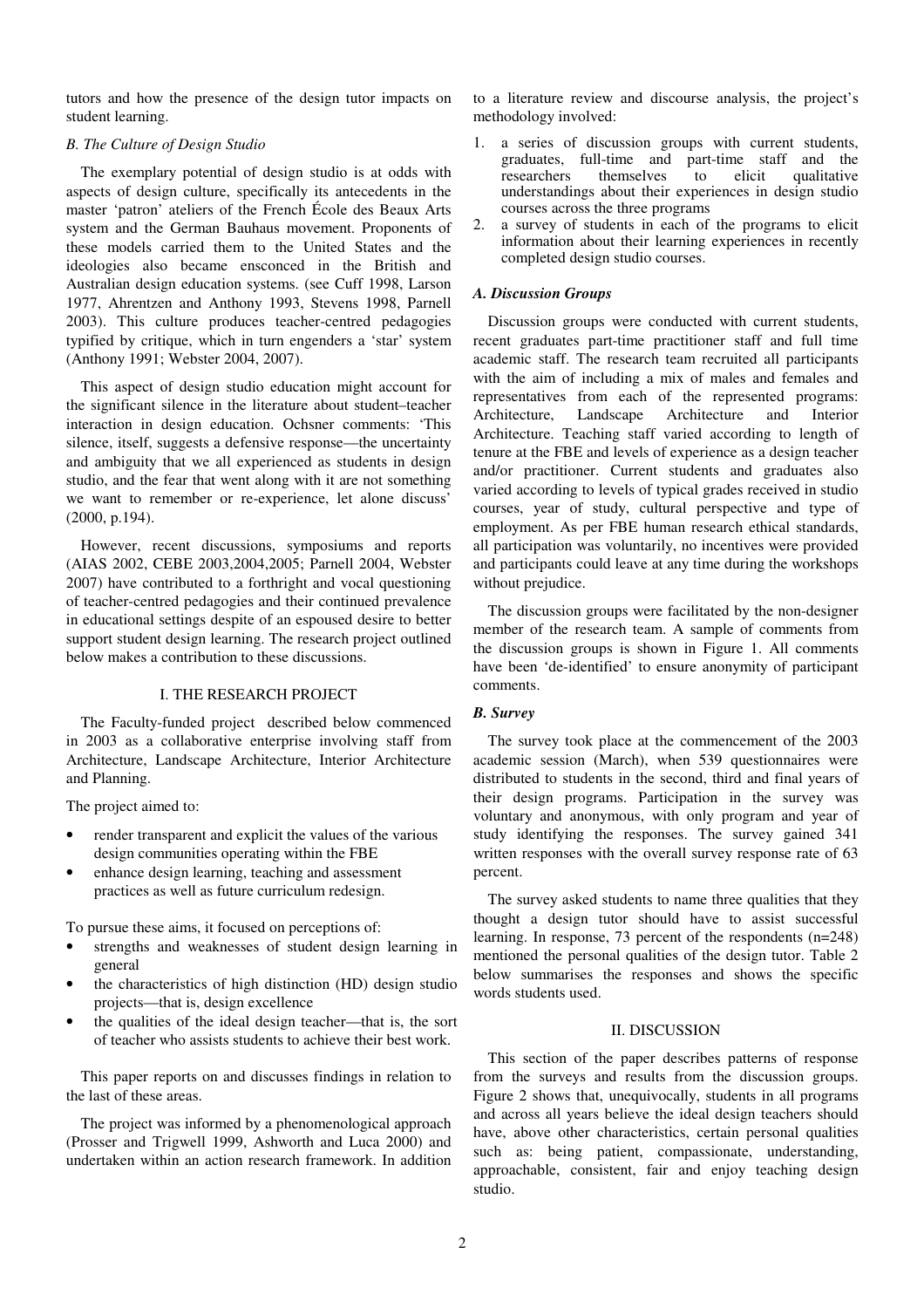tutors and how the presence of the design tutor impacts on student learning.

### *B. The Culture of Design Studio*

The exemplary potential of design studio is at odds with aspects of design culture, specifically its antecedents in the master 'patron' ateliers of the French École des Beaux Arts system and the German Bauhaus movement. Proponents of these models carried them to the United States and the ideologies also became ensconced in the British and Australian design education systems. (see Cuff 1998, Larson 1977, Ahrentzen and Anthony 1993, Stevens 1998, Parnell 2003). This culture produces teacher-centred pedagogies typified by critique, which in turn engenders a 'star' system (Anthony 1991; Webster 2004, 2007).

This aspect of design studio education might account for the significant silence in the literature about student–teacher interaction in design education. Ochsner comments: 'This silence, itself, suggests a defensive response—the uncertainty and ambiguity that we all experienced as students in design studio, and the fear that went along with it are not something we want to remember or re-experience, let alone discuss' (2000, p.194).

However, recent discussions, symposiums and reports (AIAS 2002, CEBE 2003,2004,2005; Parnell 2004, Webster 2007) have contributed to a forthright and vocal questioning of teacher-centred pedagogies and their continued prevalence in educational settings despite of an espoused desire to better support student design learning. The research project outlined below makes a contribution to these discussions.

## I. THE RESEARCH PROJECT

The Faculty-funded project described below commenced in 2003 as a collaborative enterprise involving staff from Architecture, Landscape Architecture, Interior Architecture and Planning.

The project aimed to:

- render transparent and explicit the values of the various design communities operating within the FBE
- enhance design learning, teaching and assessment practices as well as future curriculum redesign.

To pursue these aims, it focused on perceptions of:

- strengths and weaknesses of student design learning in general
- the characteristics of high distinction (HD) design studio projects—that is, design excellence
- the qualities of the ideal design teacher—that is, the sort of teacher who assists students to achieve their best work.

This paper reports on and discusses findings in relation to the last of these areas.

The project was informed by a phenomenological approach (Prosser and Trigwell 1999, Ashworth and Luca 2000) and undertaken within an action research framework. In addition to a literature review and discourse analysis, the project's methodology involved:

1. a series of discussion groups with current students, graduates, full-time and part-time staff and the researchers themselves to elicit qualitative understandings about their experiences in design studio courses across the three programs
2. a survey of students in each of the programs to elicit information about their learning experiences in recently completed design studio courses.

### ***A. Discussion Groups***

Discussion groups were conducted with current students, recent graduates part-time practitioner staff and full time academic staff. The research team recruited all participants with the aim of including a mix of males and females and representatives from each of the represented programs: Architecture, Landscape Architecture and Interior Architecture. Teaching staff varied according to length of tenure at the FBE and levels of experience as a design teacher and/or practitioner. Current students and graduates also varied according to levels of typical grades received in studio courses, year of study, cultural perspective and type of employment. As per FBE human research ethical standards, all participation was voluntarily, no incentives were provided and participants could leave at any time during the workshops without prejudice.

The discussion groups were facilitated by the non-designer member of the research team. A sample of comments from the discussion groups is shown in Figure 1. All comments have been 'de-identified' to ensure anonymity of participant comments.

### ***B. Survey***

The survey took place at the commencement of the 2003 academic session (March), when 539 questionnaires were distributed to students in the second, third and final years of their design programs. Participation in the survey was voluntary and anonymous, with only program and year of study identifying the responses. The survey gained 341 written responses with the overall survey response rate of 63 percent.

The survey asked students to name three qualities that they thought a design tutor should have to assist successful learning. In response, 73 percent of the respondents (n=248) mentioned the personal qualities of the design tutor. Table 2 below summarises the responses and shows the specific words students used.

## II. DISCUSSION

This section of the paper describes patterns of response from the surveys and results from the discussion groups. Figure 2 shows that, unequivocally, students in all programs and across all years believe the ideal design teachers should have, above other characteristics, certain personal qualities such as: being patient, compassionate, understanding, approachable, consistent, fair and enjoy teaching design studio.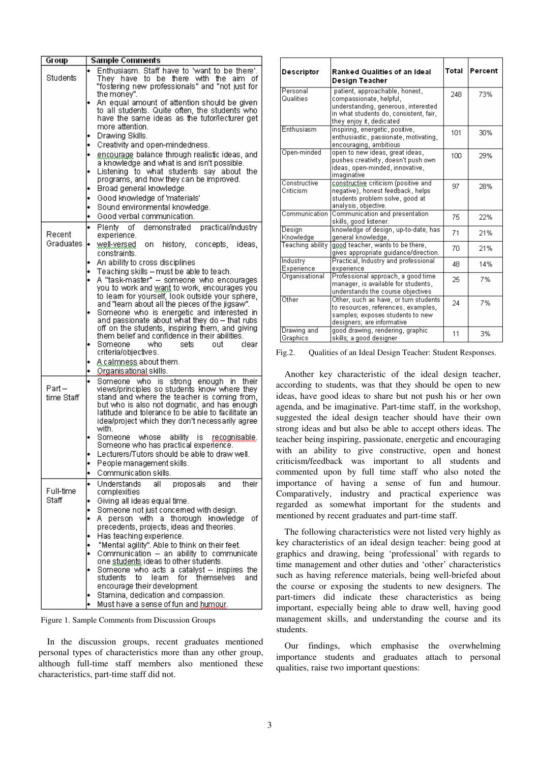| Group | Sample Comments |
|---|---|
| Students | • Enthusiasm. Staff have to 'want to be there'. They have to be there with the aim of "fostering new professionals" and "not just for the money".<br>• An equal amount of attention should be given to all students. Quite often, the students who have the same ideas as the tutor/lecturer get more attention.<br>• Drawing Skills.<br>• Creativity and open-mindedness.<br>• encourage balance through realistic ideas, and a knowledge and what is and isn't possible.<br>• Listening to what students say about the programs, and how they can be improved.<br>• Broad general knowledge.<br>• Good knowledge of 'materials'<br>• Sound environmental knowledge.<br>• Good verbal communication. |
| Recent Graduates | • Plenty of demonstrated practical/industry experience.<br>• well-versed on history, concepts, ideas, constraints.<br>• An ability to cross disciplines<br>• Teaching skills – must be able to teach.<br>• A "task-master" – someone who encourages you to to work and want to work, encourages you to learn for yourself, look outside your sphere, and "learn about all the pieces of the jigsaw".<br>• Someone who is energetic and interested in and passionate about what they do – that rubs off on the students, inspiring them, and giving them belief and confidence in their abilities.<br>• Someone who sets out clear criteria/objectives.<br>• A calmness about them.<br>• Organisational skills. |
| Part – time Staff | • Someone who is strong enough in their views/principles so students know where they stand and where the teacher is coming from, but who is also not dogmatic, and has enough latitude and tolerance to be able to facilitate an idea/project which they don't necessarily agree with.<br>• Someone whose ability is recognisable. Someone who has practical experience.<br>• Lecturers/Tutors should be able to draw well.<br>• People management skills.<br>• Communication skills. |
| Full-time Staff | • Understands all proposals and their complexities<br>• Giving all ideas equal time.<br>• Someone not just concerned with design.<br>• A person with a thorough knowledge of precedents, projects, ideas and theories.<br>• Has teaching experience.<br>• "Mental agility". Able to think on their feet.<br>• Communication – an ability to communicate one students ideas to other students.<br>• Someone who acts a catalyst – inspires the students to learn for themselves and encourage their development.<br>• Stamina, dedication and compassion.<br>• Must have a sense of fun and humour. |

Figure 1. Sample Comments from Discussion Groups

In the discussion groups, recent graduates mentioned personal types of characteristics more than any other group, although full-time staff members also mentioned these characteristics, part-time staff did not.

| Descriptor | Ranked Qualities of an Ideal Design Teacher | Total | Percent |
|---|---|---|---|
| Personal Qualities | patient, approachable, honest, compassionate, helpful, understanding, generous, interested in what students do, consistent, fair, they enjoy it, dedicated | 248 | 73% |
| Enthusiasm | inspiring, energetic, positive, enthusiastic, passionate, motivating, encouraging, ambitious | 101 | 30% |
| Open-minded | open to new ideas, great ideas, pushes creativity, doesn't push own ideas, open-minded, innovative, imaginative | 100 | 29% |
| Constructive Criticism | constructive criticism (positive and negative), honest feedback, helps students problem solve, good at analysis, objective. | 97 | 28% |
| Communication | Communication and presentation skills, good listener. | 75 | 22% |
| Design Knowledge | knowledge of design, up-to-date, has general knowledge, | 71 | 21% |
| Teaching ability | good teacher, wants to be there, gives appropriate guidance/direction. | 70 | 21% |
| Industry Experience | Practical, Industry and professional experience | 48 | 14% |
| Organisational | Professional approach, a good time manager, is available for students, understands the course objectives | 25 | 7% |
| Other | Other, such as have, or turn students to resources, references, examples, samples; exposes students to new designers; are informative | 24 | 7% |
| Drawing and Graphics | good drawing, rendering, graphic skills; a good designer | 11 | 3% |

Fig.2. Qualities of an Ideal Design Teacher: Student Responses.

Another key characteristic of the ideal design teacher, according to students, was that they should be open to new ideas, have good ideas to share but not push his or her own agenda, and be imaginative. Part-time staff, in the workshop, suggested the ideal design teacher should have their own strong ideas and but also be able to accept others ideas. The teacher being inspiring, passionate, energetic and encouraging with an ability to give constructive, open and honest criticism/feedback was important to all students and commented upon by full time staff who also noted the importance of having a sense of fun and humour. Comparatively, industry and practical experience was regarded as somewhat important for the students and mentioned by recent graduates and part-time staff.

The following characteristics were not listed very highly as key characteristics of an ideal design teacher: being good at graphics and drawing, being 'professional' with regards to time management and other duties and 'other' characteristics such as having reference materials, being well-briefed about the course or exposing the students to new designers. The part-timers did indicate these characteristics as being important, especially being able to draw well, having good management skills, and understanding the course and its students.

Our findings, which emphasise the overwhelming importance students and graduates attach to personal qualities, raise two important questions: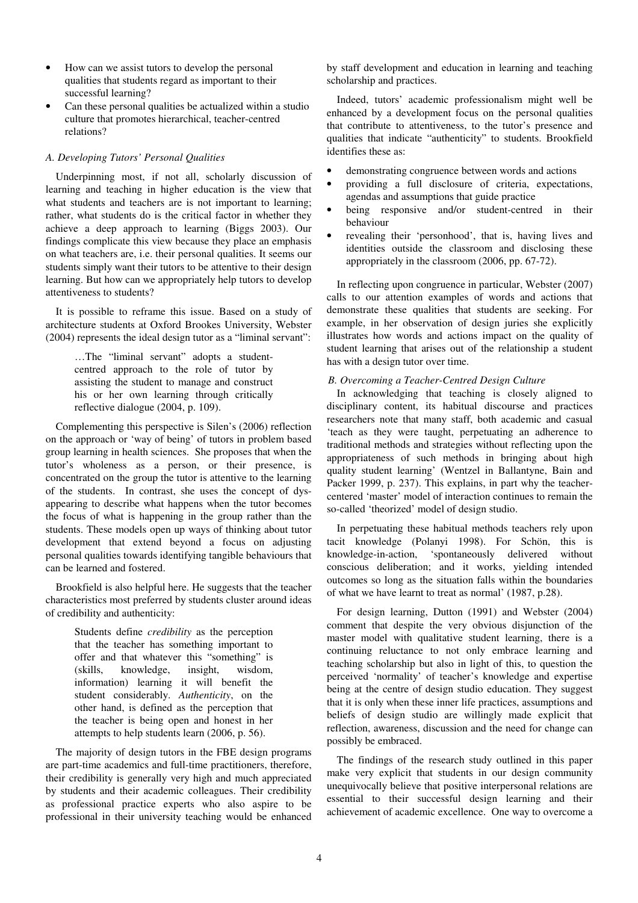- How can we assist tutors to develop the personal qualities that students regard as important to their successful learning?
- Can these personal qualities be actualized within a studio culture that promotes hierarchical, teacher-centred relations?

### *A. Developing Tutors' Personal Qualities*

Underpinning most, if not all, scholarly discussion of learning and teaching in higher education is the view that what students and teachers are is not important to learning; rather, what students do is the critical factor in whether they achieve a deep approach to learning (Biggs 2003). Our findings complicate this view because they place an emphasis on what teachers are, i.e. their personal qualities. It seems our students simply want their tutors to be attentive to their design learning. But how can we appropriately help tutors to develop attentiveness to students?

It is possible to reframe this issue. Based on a study of architecture students at Oxford Brookes University, Webster (2004) represents the ideal design tutor as a "liminal servant":

> …The "liminal servant" adopts a student-centred approach to the role of tutor by assisting the student to manage and construct his or her own learning through critically reflective dialogue (2004, p. 109).

Complementing this perspective is Silen's (2006) reflection on the approach or 'way of being' of tutors in problem based group learning in health sciences. She proposes that when the tutor's wholeness as a person, or their presence, is concentrated on the group the tutor is attentive to the learning of the students. In contrast, she uses the concept of dys-appearing to describe what happens when the tutor becomes the focus of what is happening in the group rather than the students. These models open up ways of thinking about tutor development that extend beyond a focus on adjusting personal qualities towards identifying tangible behaviours that can be learned and fostered.

Brookfield is also helpful here. He suggests that the teacher characteristics most preferred by students cluster around ideas of credibility and authenticity:

> Students define *credibility* as the perception that the teacher has something important to offer and that whatever this "something" is (skills, knowledge, insight, wisdom, information) learning it will benefit the student considerably. *Authenticity*, on the other hand, is defined as the perception that the teacher is being open and honest in her attempts to help students learn (2006, p. 56).

The majority of design tutors in the FBE design programs are part-time academics and full-time practitioners, therefore, their credibility is generally very high and much appreciated by students and their academic colleagues. Their credibility as professional practice experts who also aspire to be professional in their university teaching would be enhanced by staff development and education in learning and teaching scholarship and practices.

Indeed, tutors' academic professionalism might well be enhanced by a development focus on the personal qualities that contribute to attentiveness, to the tutor's presence and qualities that indicate "authenticity" to students. Brookfield identifies these as:

- demonstrating congruence between words and actions
- providing a full disclosure of criteria, expectations, agendas and assumptions that guide practice
- being responsive and/or student-centred in their behaviour
- revealing their 'personhood', that is, having lives and identities outside the classroom and disclosing these appropriately in the classroom (2006, pp. 67-72).

In reflecting upon congruence in particular, Webster (2007) calls to our attention examples of words and actions that demonstrate these qualities that students are seeking. For example, in her observation of design juries she explicitly illustrates how words and actions impact on the quality of student learning that arises out of the relationship a student has with a design tutor over time.

### *B. Overcoming a Teacher-Centred Design Culture*

In acknowledging that teaching is closely aligned to disciplinary content, its habitual discourse and practices researchers note that many staff, both academic and casual 'teach as they were taught, perpetuating an adherence to traditional methods and strategies without reflecting upon the appropriateness of such methods in bringing about high quality student learning' (Wentzel in Ballantyne, Bain and Packer 1999, p. 237). This explains, in part why the teacher-centered 'master' model of interaction continues to remain the so-called 'theorized' model of design studio.

In perpetuating these habitual methods teachers rely upon tacit knowledge (Polanyi 1998). For Schön, this is knowledge-in-action, 'spontaneously delivered without conscious deliberation; and it works, yielding intended outcomes so long as the situation falls within the boundaries of what we have learnt to treat as normal' (1987, p.28).

For design learning, Dutton (1991) and Webster (2004) comment that despite the very obvious disjunction of the master model with qualitative student learning, there is a continuing reluctance to not only embrace learning and teaching scholarship but also in light of this, to question the perceived 'normality' of teacher's knowledge and expertise being at the centre of design studio education. They suggest that it is only when these inner life practices, assumptions and beliefs of design studio are willingly made explicit that reflection, awareness, discussion and the need for change can possibly be embraced.

The findings of the research study outlined in this paper make very explicit that students in our design community unequivocally believe that positive interpersonal relations are essential to their successful design learning and their achievement of academic excellence. One way to overcome a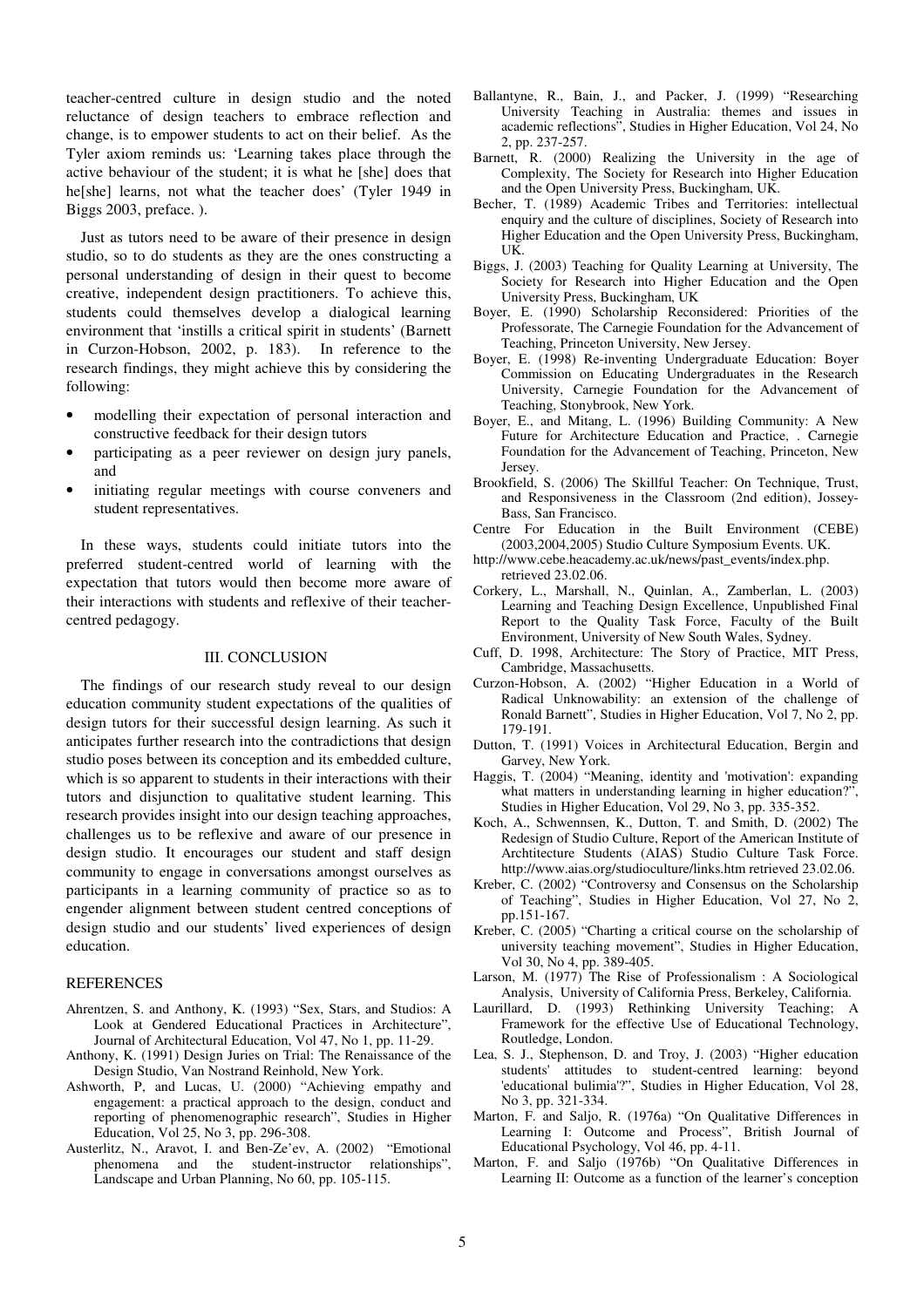teacher-centred culture in design studio and the noted reluctance of design teachers to embrace reflection and change, is to empower students to act on their belief. As the Tyler axiom reminds us: 'Learning takes place through the active behaviour of the student; it is what he [she] does that he[she] learns, not what the teacher does' (Tyler 1949 in Biggs 2003, preface. ).

Just as tutors need to be aware of their presence in design studio, so to do students as they are the ones constructing a personal understanding of design in their quest to become creative, independent design practitioners. To achieve this, students could themselves develop a dialogical learning environment that 'instills a critical spirit in students' (Barnett in Curzon-Hobson, 2002, p. 183). In reference to the research findings, they might achieve this by considering the following:

- modelling their expectation of personal interaction and constructive feedback for their design tutors
- participating as a peer reviewer on design jury panels, and
- initiating regular meetings with course conveners and student representatives.

In these ways, students could initiate tutors into the preferred student-centred world of learning with the expectation that tutors would then become more aware of their interactions with students and reflexive of their teacher-centred pedagogy.

## III. CONCLUSION

The findings of our research study reveal to our design education community student expectations of the qualities of design tutors for their successful design learning. As such it anticipates further research into the contradictions that design studio poses between its conception and its embedded culture, which is so apparent to students in their interactions with their tutors and disjunction to qualitative student learning. This research provides insight into our design teaching approaches, challenges us to be reflexive and aware of our presence in design studio. It encourages our student and staff design community to engage in conversations amongst ourselves as participants in a learning community of practice so as to engender alignment between student centred conceptions of design studio and our students' lived experiences of design education.

## REFERENCES

Ahrentzen, S. and Anthony, K. (1993) "Sex, Stars, and Studios: A Look at Gendered Educational Practices in Architecture", Journal of Architectural Education, Vol 47, No 1, pp. 11-29.

Anthony, K. (1991) Design Juries on Trial: The Renaissance of the Design Studio, Van Nostrand Reinhold, New York.

Ashworth, P, and Lucas, U. (2000) "Achieving empathy and engagement: a practical approach to the design, conduct and reporting of phenomenographic research", Studies in Higher Education, Vol 25, No 3, pp. 296-308.

Austerlitz, N., Aravot, I. and Ben-Ze'ev, A. (2002) "Emotional phenomena and the student-instructor relationships", Landscape and Urban Planning, No 60, pp. 105-115.

Ballantyne, R., Bain, J., and Packer, J. (1999) "Researching University Teaching in Australia: themes and issues in academic reflections", Studies in Higher Education, Vol 24, No 2, pp. 237-257.

Barnett, R. (2000) Realizing the University in the age of Complexity, The Society for Research into Higher Education and the Open University Press, Buckingham, UK.

Becher, T. (1989) Academic Tribes and Territories: intellectual enquiry and the culture of disciplines, Society of Research into Higher Education and the Open University Press, Buckingham, UK.

Biggs, J. (2003) Teaching for Quality Learning at University, The Society for Research into Higher Education and the Open University Press, Buckingham, UK

Boyer, E. (1990) Scholarship Reconsidered: Priorities of the Professorate, The Carnegie Foundation for the Advancement of Teaching, Princeton University, New Jersey.

Boyer, E. (1998) Re-inventing Undergraduate Education: Boyer Commission on Educating Undergraduates in the Research University, Carnegie Foundation for the Advancement of Teaching, Stonybrook, New York.

Boyer, E., and Mitang, L. (1996) Building Community: A New Future for Architecture Education and Practice, . Carnegie Foundation for the Advancement of Teaching, Princeton, New Jersey.

Brookfield, S. (2006) The Skillful Teacher: On Technique, Trust, and Responsiveness in the Classroom (2nd edition), Jossey-Bass, San Francisco.

Centre For Education in the Built Environment (CEBE) (2003,2004,2005) Studio Culture Symposium Events. UK.

http://www.cebe.heacademy.ac.uk/news/past_events/index.php. retrieved 23.02.06.

Corkery, L., Marshall, N., Quinlan, A., Zamberlan, L. (2003) Learning and Teaching Design Excellence, Unpublished Final Report to the Quality Task Force, Faculty of the Built Environment, University of New South Wales, Sydney.

Cuff, D. 1998, Architecture: The Story of Practice, MIT Press, Cambridge, Massachusetts.

Curzon-Hobson, A. (2002) "Higher Education in a World of Radical Unknowability: an extension of the challenge of Ronald Barnett", Studies in Higher Education, Vol 7, No 2, pp. 179-191.

Dutton, T. (1991) Voices in Architectural Education, Bergin and Garvey, New York.

Haggis, T. (2004) "Meaning, identity and 'motivation': expanding what matters in understanding learning in higher education?", Studies in Higher Education, Vol 29, No 3, pp. 335-352.

Koch, A., Schwennsen, K., Dutton, T. and Smith, D. (2002) The Redesign of Studio Culture, Report of the American Institute of Archtitecture Students (AIAS) Studio Culture Task Force. http://www.aias.org/studioculture/links.htm retrieved 23.02.06.

Kreber, C. (2002) "Controversy and Consensus on the Scholarship of Teaching", Studies in Higher Education, Vol 27, No 2, pp.151-167.

Kreber, C. (2005) "Charting a critical course on the scholarship of university teaching movement", Studies in Higher Education, Vol 30, No 4, pp. 389-405.

Larson, M. (1977) The Rise of Professionalism : A Sociological Analysis, University of California Press, Berkeley, California.

Laurillard, D. (1993) Rethinking University Teaching; A Framework for the effective Use of Educational Technology, Routledge, London.

Lea, S. J., Stephenson, D. and Troy, J. (2003) "Higher education students' attitudes to student-centred learning: beyond 'educational bulimia'?", Studies in Higher Education, Vol 28, No 3, pp. 321-334.

Marton, F. and Saljo, R. (1976a) "On Qualitative Differences in Learning I: Outcome and Process", British Journal of Educational Psychology, Vol 46, pp. 4-11.

Marton, F. and Saljo (1976b) "On Qualitative Differences in Learning II: Outcome as a function of the learner's conception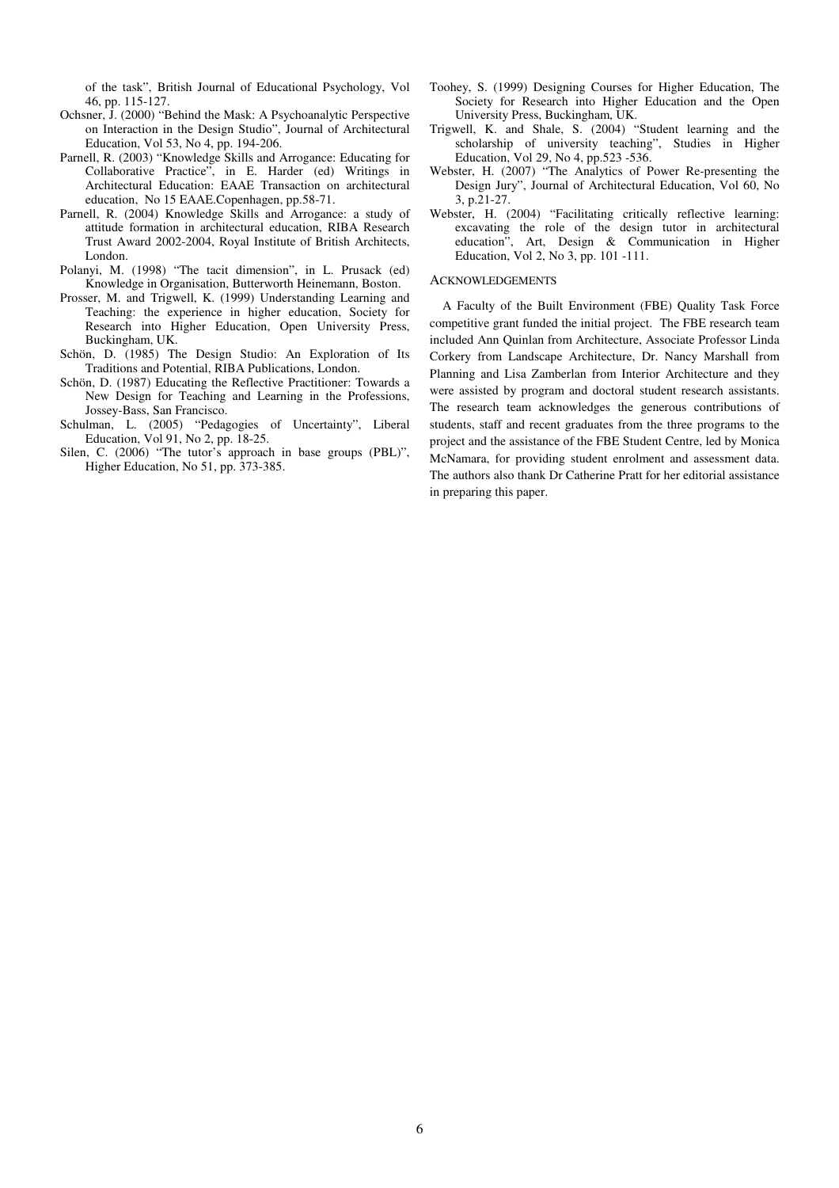of the task", British Journal of Educational Psychology, Vol 46, pp. 115-127.

Ochsner, J. (2000) "Behind the Mask: A Psychoanalytic Perspective on Interaction in the Design Studio", Journal of Architectural Education, Vol 53, No 4, pp. 194-206.

Parnell, R. (2003) "Knowledge Skills and Arrogance: Educating for Collaborative Practice", in E. Harder (ed) Writings in Architectural Education: EAAE Transaction on architectural education, No 15 EAAE.Copenhagen, pp.58-71.

Parnell, R. (2004) Knowledge Skills and Arrogance: a study of attitude formation in architectural education, RIBA Research Trust Award 2002-2004, Royal Institute of British Architects, London.

Polanyi, M. (1998) "The tacit dimension", in L. Prusack (ed) Knowledge in Organisation, Butterworth Heinemann, Boston.

Prosser, M. and Trigwell, K. (1999) Understanding Learning and Teaching: the experience in higher education, Society for Research into Higher Education, Open University Press, Buckingham, UK.

Schön, D. (1985) The Design Studio: An Exploration of Its Traditions and Potential, RIBA Publications, London.

Schön, D. (1987) Educating the Reflective Practitioner: Towards a New Design for Teaching and Learning in the Professions, Jossey-Bass, San Francisco.

Schulman, L. (2005) "Pedagogies of Uncertainty", Liberal Education, Vol 91, No 2, pp. 18-25.

Silen, C. (2006) "The tutor's approach in base groups (PBL)", Higher Education, No 51, pp. 373-385.

Toohey, S. (1999) Designing Courses for Higher Education, The Society for Research into Higher Education and the Open University Press, Buckingham, UK.

Trigwell, K. and Shale, S. (2004) "Student learning and the scholarship of university teaching", Studies in Higher Education, Vol 29, No 4, pp.523 -536.

Webster, H. (2007) "The Analytics of Power Re-presenting the Design Jury", Journal of Architectural Education, Vol 60, No 3, p.21-27.

Webster, H. (2004) "Facilitating critically reflective learning: excavating the role of the design tutor in architectural education", Art, Design & Communication in Higher Education, Vol 2, No 3, pp. 101 -111.

## ACKNOWLEDGEMENTS

A Faculty of the Built Environment (FBE) Quality Task Force competitive grant funded the initial project. The FBE research team included Ann Quinlan from Architecture, Associate Professor Linda Corkery from Landscape Architecture, Dr. Nancy Marshall from Planning and Lisa Zamberlan from Interior Architecture and they were assisted by program and doctoral student research assistants. The research team acknowledges the generous contributions of students, staff and recent graduates from the three programs to the project and the assistance of the FBE Student Centre, led by Monica McNamara, for providing student enrolment and assessment data. The authors also thank Dr Catherine Pratt for her editorial assistance in preparing this paper.